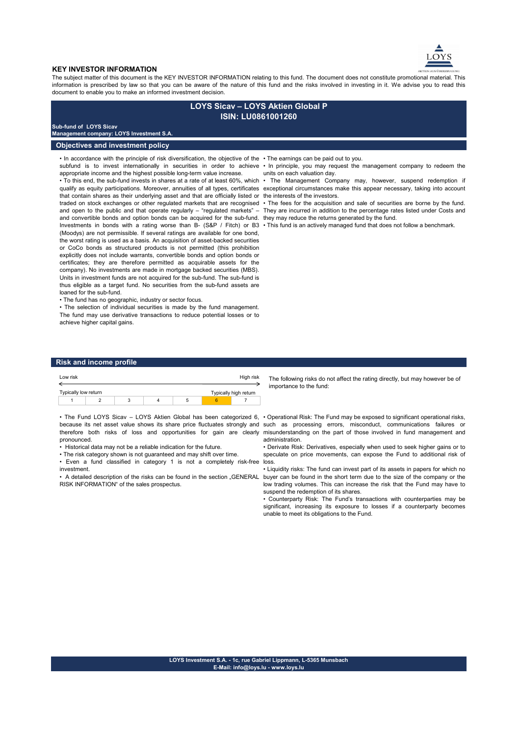## KEY INVESTOR INFORMATION

The subject matter of this document is the KEY INVESTOR INFORMATION relating to this fund. The document does not constitute promotional material. This information is prescribed by law so that you can be aware of the nature of this fund and the risks involved in investing in it. We advise you to read this document to enable you to make an informed investment decision.

# LOYS Sicav – LOYS Aktien Global P
# ISIN: LU0861001260

**Sub-fund of LOYS Sicav**
**Management company: LOYS Investment S.A.**

## Objectives and investment policy

- In accordance with the principle of risk diversification, the objective of the subfund is to invest internationally in securities in order to achieve appropriate income and the highest possible long-term value increase.
- To this end, the sub-fund invests in shares at a rate of at least 60%, which qualify as equity participations. Moreover, annuities of all types, certificates that contain shares as their underlying asset and that are officially listed or traded on stock exchanges or other regulated markets that are recognised and open to the public and that operate regularly – "regulated markets" – and convertible bonds and option bonds can be acquired for the sub-fund. Investments in bonds with a rating worse than B- (S&P / Fitch) or B3 (Moodys) are not permissible. If several ratings are available for one bond, the worst rating is used as a basis. An acquisition of asset-backed securities or CoCo bonds as structured products is not permitted (this prohibition explicitly does not include warrants, convertible bonds and option bonds or certificates; they are therefore permitted as acquirable assets for the company). No investments are made in mortgage backed securities (MBS). Units in investment funds are not acquired for the sub-fund. The sub-fund is thus eligible as a target fund. No securities from the sub-fund assets are loaned for the sub-fund.
- The fund has no geographic, industry or sector focus.
- The selection of individual securities is made by the fund management. The fund may use derivative transactions to reduce potential losses or to achieve higher capital gains.
- The earnings can be paid out to you.
- In principle, you may request the management company to redeem the units on each valuation day.
- The Management Company may, however, suspend redemption if exceptional circumstances make this appear necessary, taking into account the interests of the investors.
- The fees for the acquisition and sale of securities are borne by the fund. They are incurred in addition to the percentage rates listed under Costs and they may reduce the returns generated by the fund.
- This fund is an actively managed fund that does not follow a benchmark.

## Risk and income profile

| Low risk | | | | | | High risk |
|---|---|---|---|---|---|---|
| Typically low return | | | | | | Typically high return |
| 1 | 2 | 3 | 4 | 5 | **6** | 7 |

- The Fund LOYS Sicav – LOYS Aktien Global has been categorized 6, because its net asset value shows its share price fluctuates strongly and therefore both risks of loss and opportunities for gain are clearly pronounced.
- Historical data may not be a reliable indication for the future.
- The risk category shown is not guaranteed and may shift over time.
- Even a fund classified in category 1 is not a completely risk-free investment.
- A detailed description of the risks can be found in the section „GENERAL RISK INFORMATION" of the sales prospectus.

The following risks do not affect the rating directly, but may however be of importance to the fund:

- Operational Risk: The Fund may be exposed to significant operational risks, such as processing errors, misconduct, communications failures or misunderstanding on the part of those involved in fund management and administration.
- Derivate Risk: Derivatives, especially when used to seek higher gains or to speculate on price movements, can expose the Fund to additional risk of loss.
- Liquidity risks: The fund can invest part of its assets in papers for which no buyer can be found in the short term due to the size of the company or the low trading volumes. This can increase the risk that the Fund may have to suspend the redemption of its shares.
- Counterparty Risk: The Fund's transactions with counterparties may be significant, increasing its exposure to losses if a counterparty becomes unable to meet its obligations to the Fund.

**LOYS Investment S.A. - 1c, rue Gabriel Lippmann, L-5365 Munsbach**
**E-Mail: info@loys.lu - www.loys.lu**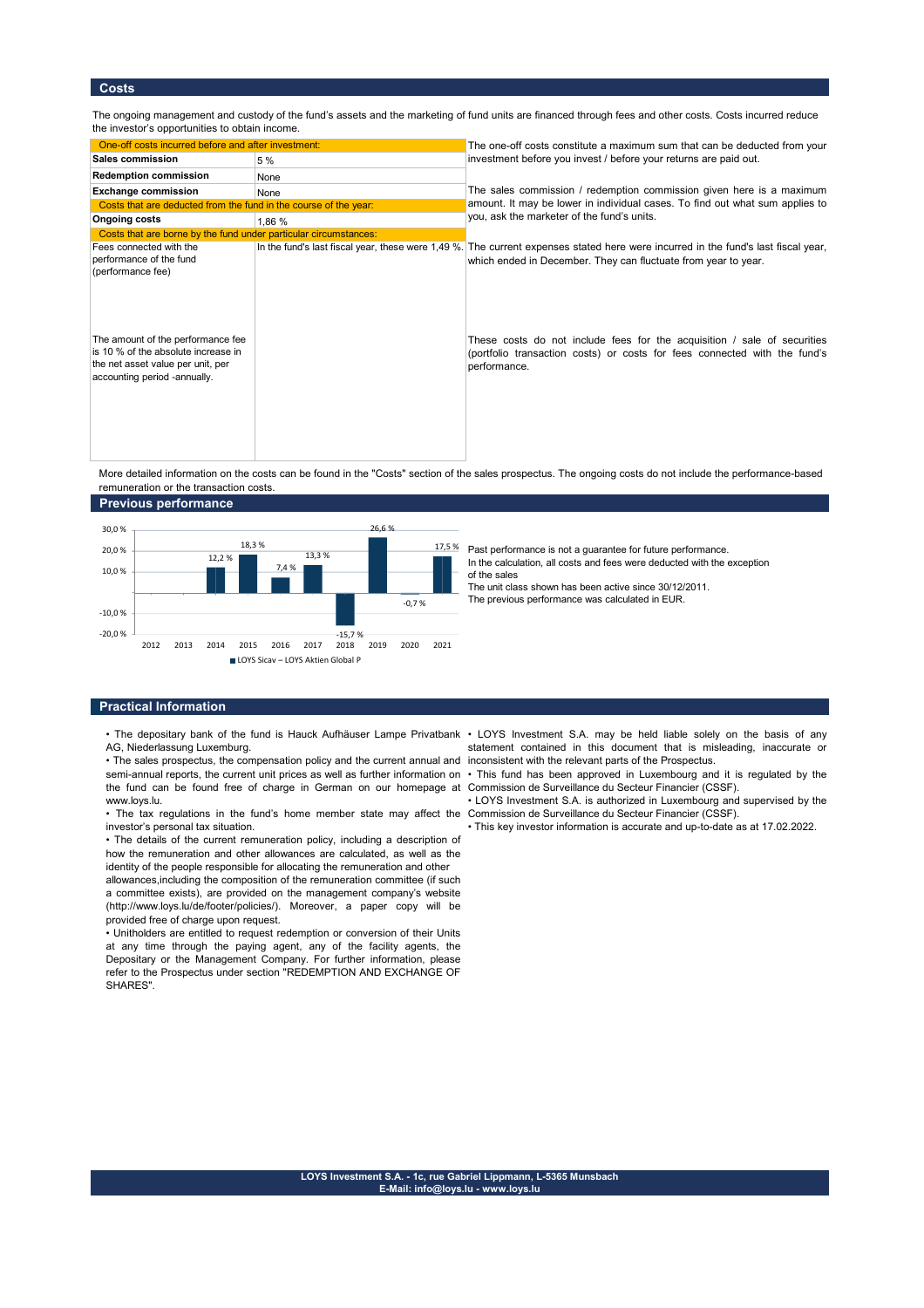## Costs

The ongoing management and custody of the fund's assets and the marketing of fund units are financed through fees and other costs. Costs incurred reduce the investor's opportunities to obtain income.

| | |
|---|---|
| **One-off costs incurred before and after investment:** | |
| **Sales commission** | 5 % |
| **Redemption commission** | None |
| **Exchange commission** | None |
| **Costs that are deducted from the fund in the course of the year:** | |
| **Ongoing costs** | 1,86 % |
| **Costs that are borne by the fund under particular circumstances:** | |
| Fees connected with the performance of the fund (performance fee)<br><br>The amount of the performance fee is 10 % of the absolute increase in the net asset value per unit, per accounting period -annually. | In the fund's last fiscal year, these were 1,49 %. |

The one-off costs constitute a maximum sum that can be deducted from your investment before you invest / before your returns are paid out.

The sales commission / redemption commission given here is a maximum amount. It may be lower in individual cases. To find out what sum applies to you, ask the marketer of the fund's units.

The current expenses stated here were incurred in the fund's last fiscal year, which ended in December. They can fluctuate from year to year.

These costs do not include fees for the acquisition / sale of securities (portfolio transaction costs) or costs for fees connected with the fund's performance.

More detailed information on the costs can be found in the "Costs" section of the sales prospectus. The ongoing costs do not include the performance-based remuneration or the transaction costs.

## Previous performance

30,0 %
20,0 %
10,0 %
-10,0 %
-20,0 %

12,2 %
18,3 %
7,4 %
13,3 %
-15,7 %
26,6 %
-0,7 %
17,5 %

2012 2013 2014 2015 2016 2017 2018 2019 2020 2021

LOYS Sicav – LOYS Aktien Global P

Past performance is not a guarantee for future performance.
In the calculation, all costs and fees were deducted with the exception of the sales
The unit class shown has been active since 30/12/2011.
The previous performance was calculated in EUR.

## Practical Information

- The depositary bank of the fund is Hauck Aufhäuser Lampe Privatbank AG, Niederlassung Luxemburg.
- The sales prospectus, the compensation policy and the current annual and semi-annual reports, the current unit prices as well as further information on the fund can be found free of charge in German on our homepage at www.loys.lu.
- The tax regulations in the fund's home member state may affect the investor's personal tax situation.
- The details of the current remuneration policy, including a description of how the remuneration and other allowances are calculated, as well as the identity of the people responsible for allocating the remuneration and other allowances,including the composition of the remuneration committee (if such a committee exists), are provided on the management company's website (http://www.loys.lu/de/footer/policies/). Moreover, a paper copy will be provided free of charge upon request.
- Unitholders are entitled to request redemption or conversion of their Units at any time through the paying agent, any of the facility agents, the Depositary or the Management Company. For further information, please refer to the Prospectus under section "REDEMPTION AND EXCHANGE OF SHARES".
- LOYS Investment S.A. may be held liable solely on the basis of any statement contained in this document that is misleading, inaccurate or inconsistent with the relevant parts of the Prospectus.
- This fund has been approved in Luxembourg and it is regulated by the Commission de Surveillance du Secteur Financier (CSSF).
- LOYS Investment S.A. is authorized in Luxembourg and supervised by the Commission de Surveillance du Secteur Financier (CSSF).
- This key investor information is accurate and up-to-date as at 17.02.2022.

**LOYS Investment S.A. - 1c, rue Gabriel Lippmann, L-5365 Munsbach**
**E-Mail: info@loys.lu - www.loys.lu**